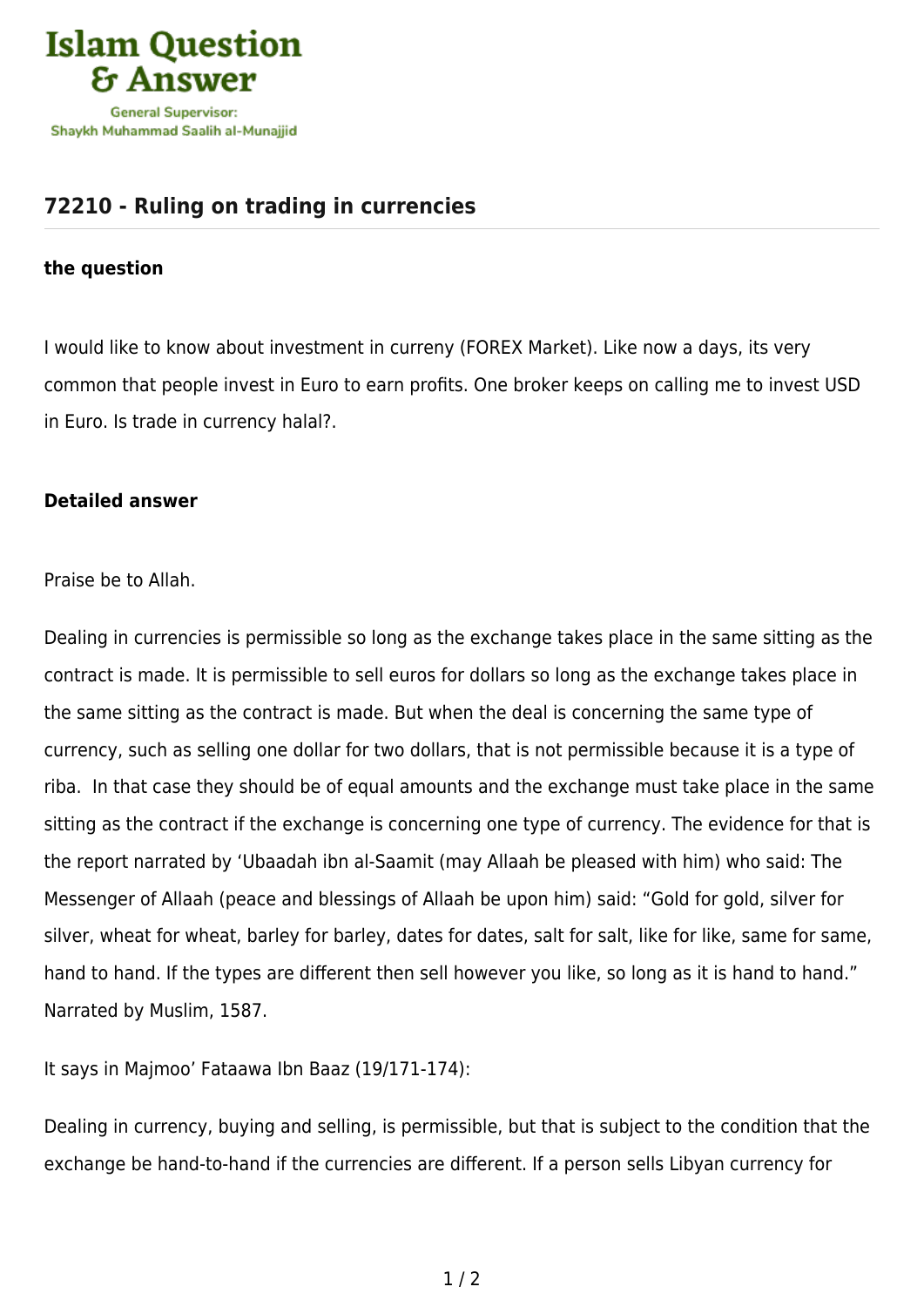Islam Question & Answer

General Supervisor: Shaykh Muhammad Saalih al-Munajjid

# 72210 - Ruling on trading in currencies

### the question

I would like to know about investment in curreny (FOREX Market). Like now a days, its very common that people invest in Euro to earn profits. One broker keeps on calling me to invest USD in Euro. Is trade in currency halal?.

### Detailed answer

Praise be to Allah.

Dealing in currencies is permissible so long as the exchange takes place in the same sitting as the contract is made. It is permissible to sell euros for dollars so long as the exchange takes place in the same sitting as the contract is made. But when the deal is concerning the same type of currency, such as selling one dollar for two dollars, that is not permissible because it is a type of riba. In that case they should be of equal amounts and the exchange must take place in the same sitting as the contract if the exchange is concerning one type of currency. The evidence for that is the report narrated by 'Ubaadah ibn al-Saamit (may Allaah be pleased with him) who said: The Messenger of Allaah (peace and blessings of Allaah be upon him) said: "Gold for gold, silver for silver, wheat for wheat, barley for barley, dates for dates, salt for salt, like for like, same for same, hand to hand. If the types are different then sell however you like, so long as it is hand to hand." Narrated by Muslim, 1587.

It says in Majmoo' Fataawa Ibn Baaz (19/171-174):

Dealing in currency, buying and selling, is permissible, but that is subject to the condition that the exchange be hand-to-hand if the currencies are different. If a person sells Libyan currency for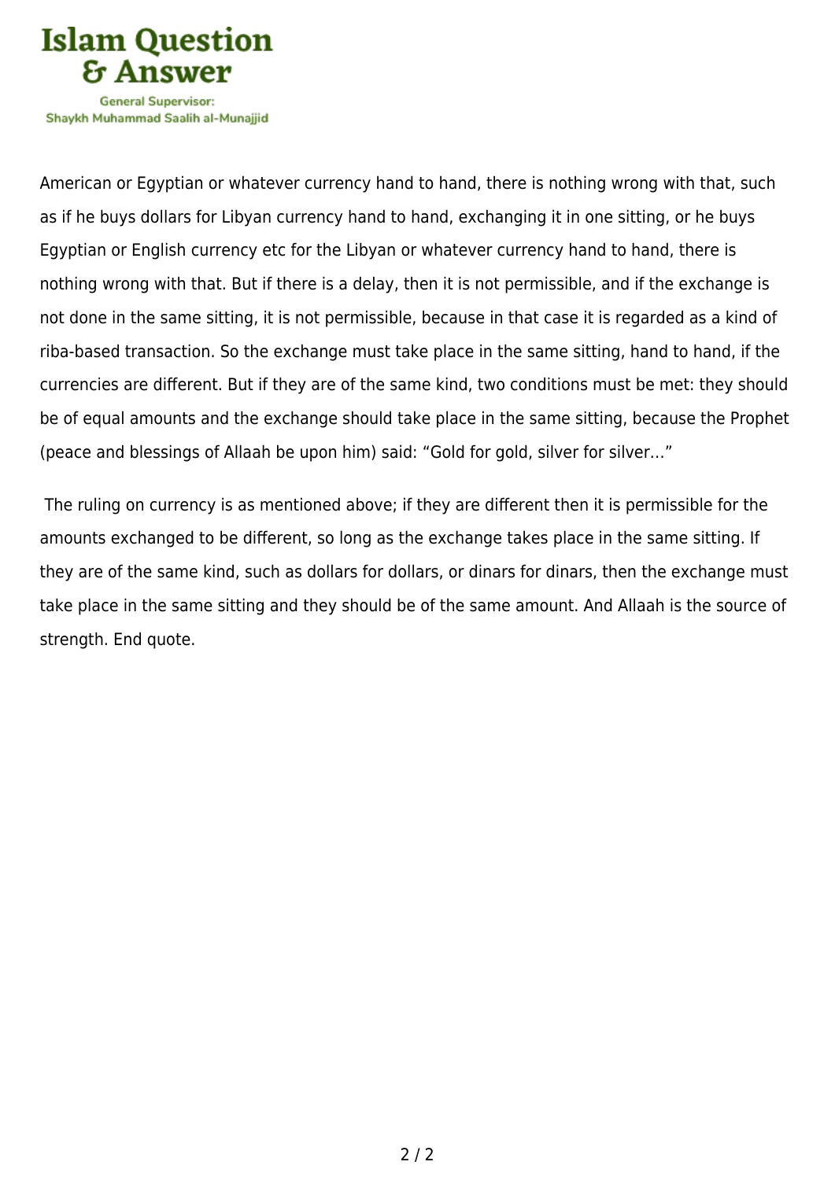American or Egyptian or whatever currency hand to hand, there is nothing wrong with that, such as if he buys dollars for Libyan currency hand to hand, exchanging it in one sitting, or he buys Egyptian or English currency etc for the Libyan or whatever currency hand to hand, there is nothing wrong with that. But if there is a delay, then it is not permissible, and if the exchange is not done in the same sitting, it is not permissible, because in that case it is regarded as a kind of riba-based transaction. So the exchange must take place in the same sitting, hand to hand, if the currencies are different. But if they are of the same kind, two conditions must be met: they should be of equal amounts and the exchange should take place in the same sitting, because the Prophet (peace and blessings of Allaah be upon him) said: "Gold for gold, silver for silver…"

The ruling on currency is as mentioned above; if they are different then it is permissible for the amounts exchanged to be different, so long as the exchange takes place in the same sitting. If they are of the same kind, such as dollars for dollars, or dinars for dinars, then the exchange must take place in the same sitting and they should be of the same amount. And Allaah is the source of strength. End quote.